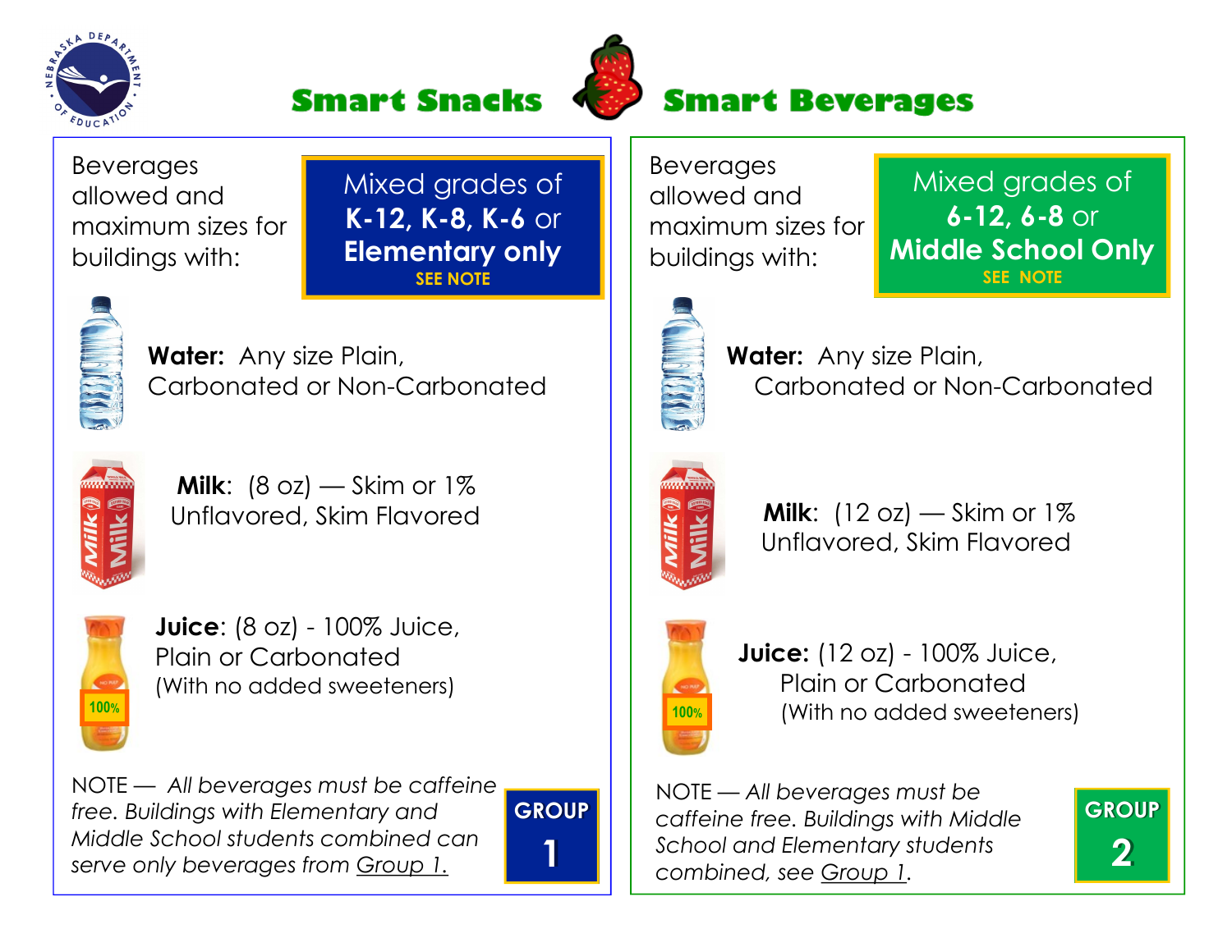# Smart Snacks — Smart Beverages

## Group 1

Beverages allowed and maximum sizes for buildings with:

**Mixed grades of K-12, K-8, K-6 or Elementary only**
SEE NOTE

**Water:** Any size Plain, Carbonated or Non-Carbonated

**Milk:** (8 oz) — Skim or 1% Unflavored, Skim Flavored

**Juice:** (8 oz) - 100% Juice, Plain or Carbonated (With no added sweeteners)

NOTE — *All beverages must be caffeine free. Buildings with Elementary and Middle School students combined can serve only beverages from Group 1.*

**GROUP 1**

## Group 2

Beverages allowed and maximum sizes for buildings with:

**Mixed grades of 6-12, 6-8 or Middle School Only**
SEE NOTE

**Water:** Any size Plain, Carbonated or Non-Carbonated

**Milk:** (12 oz) — Skim or 1% Unflavored, Skim Flavored

**Juice:** (12 oz) - 100% Juice, Plain or Carbonated (With no added sweeteners)

NOTE — *All beverages must be caffeine free. Buildings with Middle School and Elementary students combined, see Group 1.*

**GROUP 2**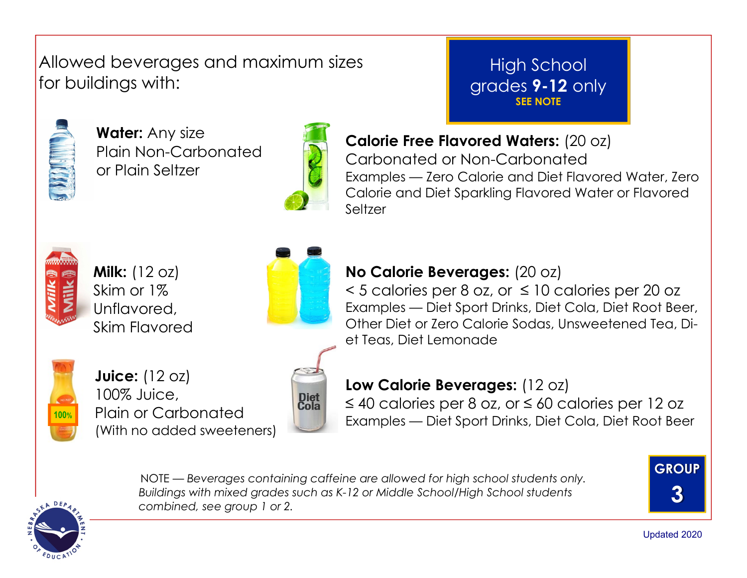Allowed beverages and maximum sizes for buildings with:

**High School grades 9-12 only**
**SEE NOTE**

**Water:** Any size
Plain Non-Carbonated or Plain Seltzer

**Calorie Free Flavored Waters:** (20 oz)
Carbonated or Non-Carbonated
Examples — Zero Calorie and Diet Flavored Water, Zero Calorie and Diet Sparkling Flavored Water or Flavored Seltzer

**Milk:** (12 oz)
Skim or 1% Unflavored,
Skim Flavored

**No Calorie Beverages:** (20 oz)
< 5 calories per 8 oz, or ≤ 10 calories per 20 oz
Examples — Diet Sport Drinks, Diet Cola, Diet Root Beer, Other Diet or Zero Calorie Sodas, Unsweetened Tea, Diet Teas, Diet Lemonade

**Juice:** (12 oz)
100% Juice,
Plain or Carbonated
(With no added sweeteners)

**Low Calorie Beverages:** (12 oz)
≤ 40 calories per 8 oz, or ≤ 60 calories per 12 oz
Examples — Diet Sport Drinks, Diet Cola, Diet Root Beer

NOTE — *Beverages containing caffeine are allowed for high school students only. Buildings with mixed grades such as K-12 or Middle School/High School students combined, see group 1 or 2.*

**GROUP 3**

Nebraska Department of Education

Updated 2020